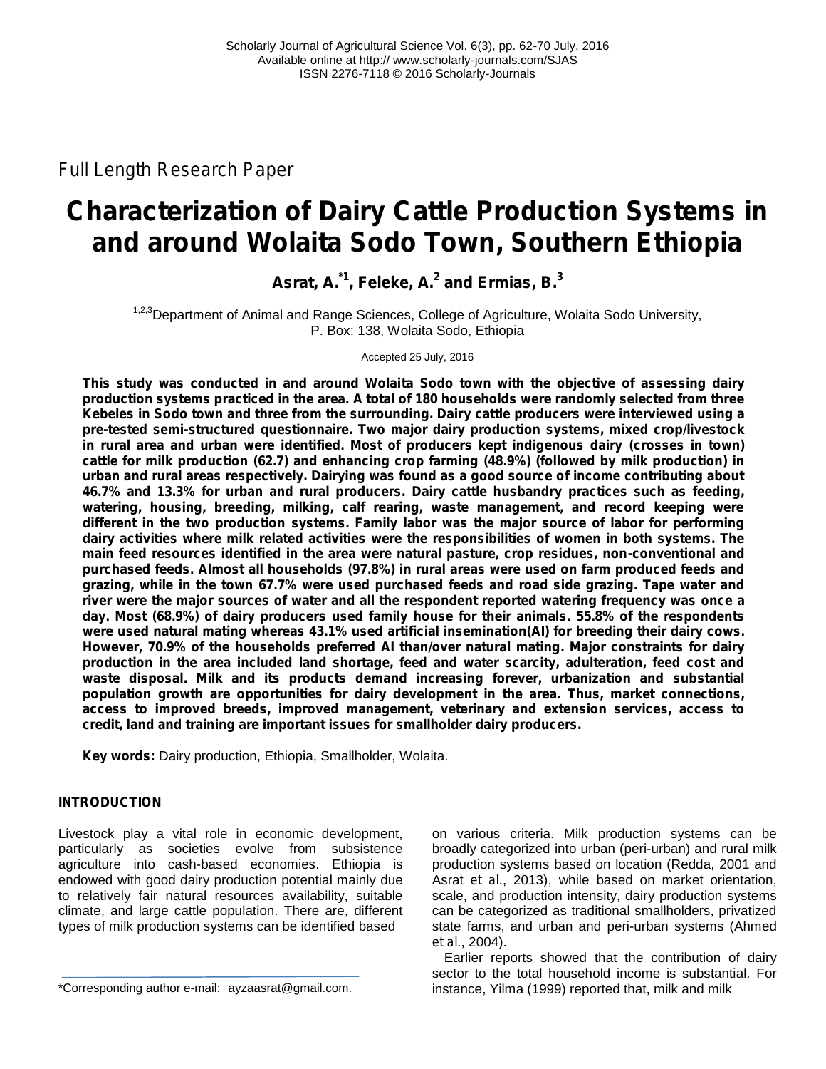Full Length Research Paper

# Characterization of Dairy Cattle Production Systems in and around Wolaita Sodo Town, Southern Ethiopia

**Asrat, A.[*1], Feleke, A.[2] and Ermias, B.[3]**

[1,2,3]Department of Animal and Range Sciences, College of Agriculture, Wolaita Sodo University, P. Box: 138, Wolaita Sodo, Ethiopia

Accepted 25 July, 2016

**This study was conducted in and around Wolaita Sodo town with the objective of assessing dairy production systems practiced in the area. A total of 180 households were randomly selected from three Kebeles in Sodo town and three from the surrounding. Dairy cattle producers were interviewed using a pre-tested semi-structured questionnaire. Two major dairy production systems, mixed crop/livestock in rural area and urban were identified. Most of producers kept indigenous dairy (crosses in town) cattle for milk production (62.7) and enhancing crop farming (48.9%) (followed by milk production) in urban and rural areas respectively. Dairying was found as a good source of income contributing about 46.7% and 13.3% for urban and rural producers. Dairy cattle husbandry practices such as feeding, watering, housing, breeding, milking, calf rearing, waste management, and record keeping were different in the two production systems. Family labor was the major source of labor for performing dairy activities where milk related activities were the responsibilities of women in both systems. The main feed resources identified in the area were natural pasture, crop residues, non-conventional and purchased feeds. Almost all households (97.8%) in rural areas were used on farm produced feeds and grazing, while in the town 67.7% were used purchased feeds and road side grazing. Tape water and river were the major sources of water and all the respondent reported watering frequency was once a day. Most (68.9%) of dairy producers used family house for their animals. 55.8% of the respondents were used natural mating whereas 43.1% used artificial insemination(AI) for breeding their dairy cows. However, 70.9% of the households preferred AI than/over natural mating. Major constraints for dairy production in the area included land shortage, feed and water scarcity, adulteration, feed cost and waste disposal. Milk and its products demand increasing forever, urbanization and substantial population growth are opportunities for dairy development in the area. Thus, market connections, access to improved breeds, improved management, veterinary and extension services, access to credit, land and training are important issues for smallholder dairy producers.**

**Key words:** Dairy production, Ethiopia, Smallholder, Wolaita.

## INTRODUCTION

Livestock play a vital role in economic development, particularly as societies evolve from subsistence agriculture into cash-based economies. Ethiopia is endowed with good dairy production potential mainly due to relatively fair natural resources availability, suitable climate, and large cattle population. There are, different types of milk production systems can be identified based on various criteria. Milk production systems can be broadly categorized into urban (peri-urban) and rural milk production systems based on location (Redda, 2001 and Asrat et al., 2013), while based on market orientation, scale, and production intensity, dairy production systems can be categorized as traditional smallholders, privatized state farms, and urban and peri-urban systems (Ahmed et al., 2004).

Earlier reports showed that the contribution of dairy sector to the total household income is substantial. For instance, Yilma (1999) reported that, milk and milk

*Corresponding author e-mail: ayzaasrat@gmail.com.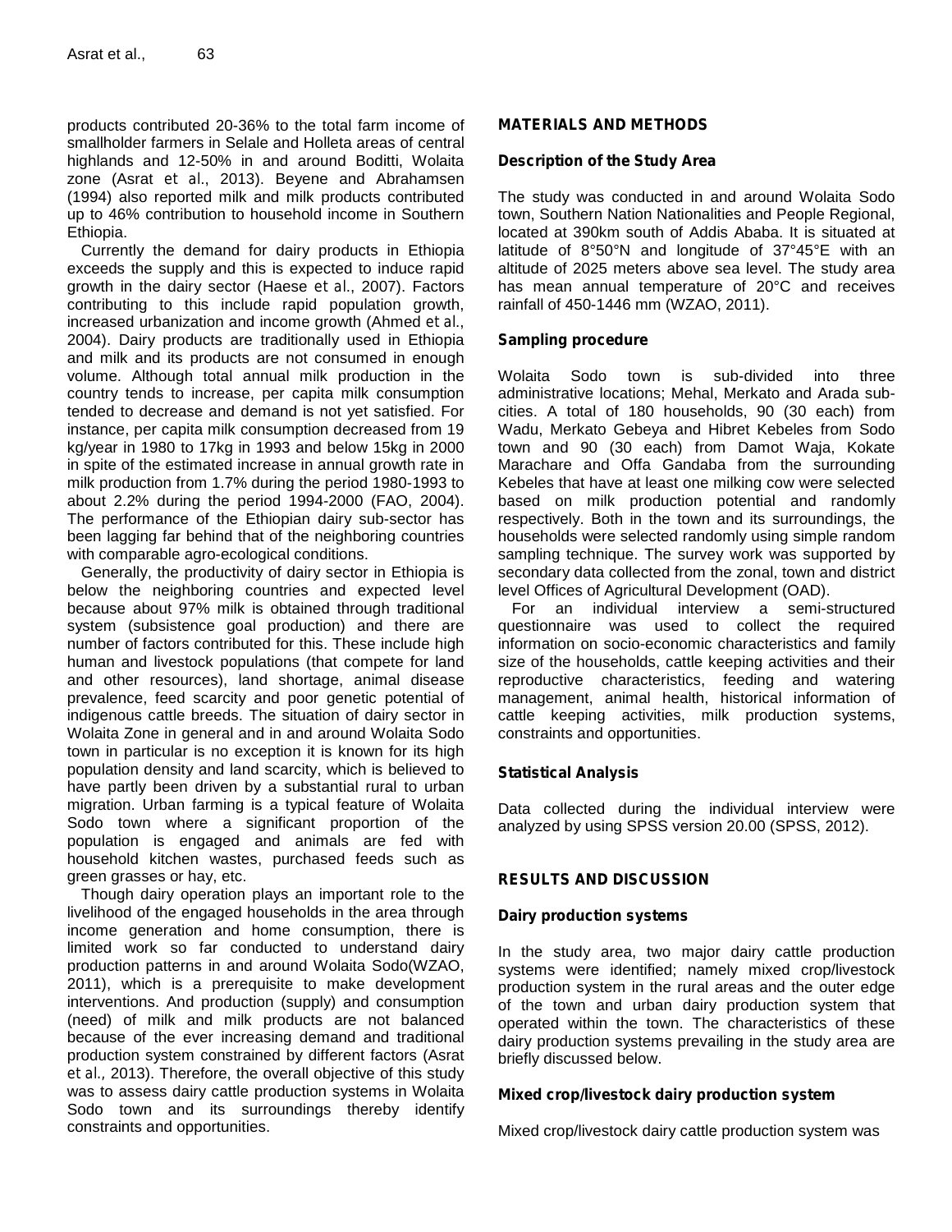products contributed 20-36% to the total farm income of smallholder farmers in Selale and Holleta areas of central highlands and 12-50% in and around Boditti, Wolaita zone (Asrat *et al*., 2013). Beyene and Abrahamsen (1994) also reported milk and milk products contributed up to 46% contribution to household income in Southern Ethiopia.

Currently the demand for dairy products in Ethiopia exceeds the supply and this is expected to induce rapid growth in the dairy sector (Haese *et al*., 2007). Factors contributing to this include rapid population growth, increased urbanization and income growth (Ahmed *et al*., 2004). Dairy products are traditionally used in Ethiopia and milk and its products are not consumed in enough volume. Although total annual milk production in the country tends to increase, per capita milk consumption tended to decrease and demand is not yet satisfied. For instance, per capita milk consumption decreased from 19 kg/year in 1980 to 17kg in 1993 and below 15kg in 2000 in spite of the estimated increase in annual growth rate in milk production from 1.7% during the period 1980-1993 to about 2.2% during the period 1994-2000 (FAO, 2004). The performance of the Ethiopian dairy sub-sector has been lagging far behind that of the neighboring countries with comparable agro-ecological conditions.

Generally, the productivity of dairy sector in Ethiopia is below the neighboring countries and expected level because about 97% milk is obtained through traditional system (subsistence goal production) and there are number of factors contributed for this. These include high human and livestock populations (that compete for land and other resources), land shortage, animal disease prevalence, feed scarcity and poor genetic potential of indigenous cattle breeds. The situation of dairy sector in Wolaita Zone in general and in and around Wolaita Sodo town in particular is no exception it is known for its high population density and land scarcity, which is believed to have partly been driven by a substantial rural to urban migration. Urban farming is a typical feature of Wolaita Sodo town where a significant proportion of the population is engaged and animals are fed with household kitchen wastes, purchased feeds such as green grasses or hay, etc.

Though dairy operation plays an important role to the livelihood of the engaged households in the area through income generation and home consumption, there is limited work so far conducted to understand dairy production patterns in and around Wolaita Sodo(WZAO, 2011), which is a prerequisite to make development interventions. And production (supply) and consumption (need) of milk and milk products are not balanced because of the ever increasing demand and traditional production system constrained by different factors (Asrat *et al*., 2013). Therefore, the overall objective of this study was to assess dairy cattle production systems in Wolaita Sodo town and its surroundings thereby identify constraints and opportunities.

## MATERIALS AND METHODS

### Description of the Study Area

The study was conducted in and around Wolaita Sodo town, Southern Nation Nationalities and People Regional, located at 390km south of Addis Ababa. It is situated at latitude of 8°50°N and longitude of 37°45°E with an altitude of 2025 meters above sea level. The study area has mean annual temperature of 20°C and receives rainfall of 450-1446 mm (WZAO, 2011).

### Sampling procedure

Wolaita Sodo town is sub-divided into three administrative locations; Mehal, Merkato and Arada sub-cities. A total of 180 households, 90 (30 each) from Wadu, Merkato Gebeya and Hibret Kebeles from Sodo town and 90 (30 each) from Damot Waja, Kokate Marachare and Offa Gandaba from the surrounding Kebeles that have at least one milking cow were selected based on milk production potential and randomly respectively. Both in the town and its surroundings, the households were selected randomly using simple random sampling technique. The survey work was supported by secondary data collected from the zonal, town and district level Offices of Agricultural Development (OAD).

For an individual interview a semi-structured questionnaire was used to collect the required information on socio-economic characteristics and family size of the households, cattle keeping activities and their reproductive characteristics, feeding and watering management, animal health, historical information of cattle keeping activities, milk production systems, constraints and opportunities.

### Statistical Analysis

Data collected during the individual interview were analyzed by using SPSS version 20.00 (SPSS, 2012).

## RESULTS AND DISCUSSION

### Dairy production systems

In the study area, two major dairy cattle production systems were identified; namely mixed crop/livestock production system in the rural areas and the outer edge of the town and urban dairy production system that operated within the town. The characteristics of these dairy production systems prevailing in the study area are briefly discussed below.

### Mixed crop/livestock dairy production system

Mixed crop/livestock dairy cattle production system was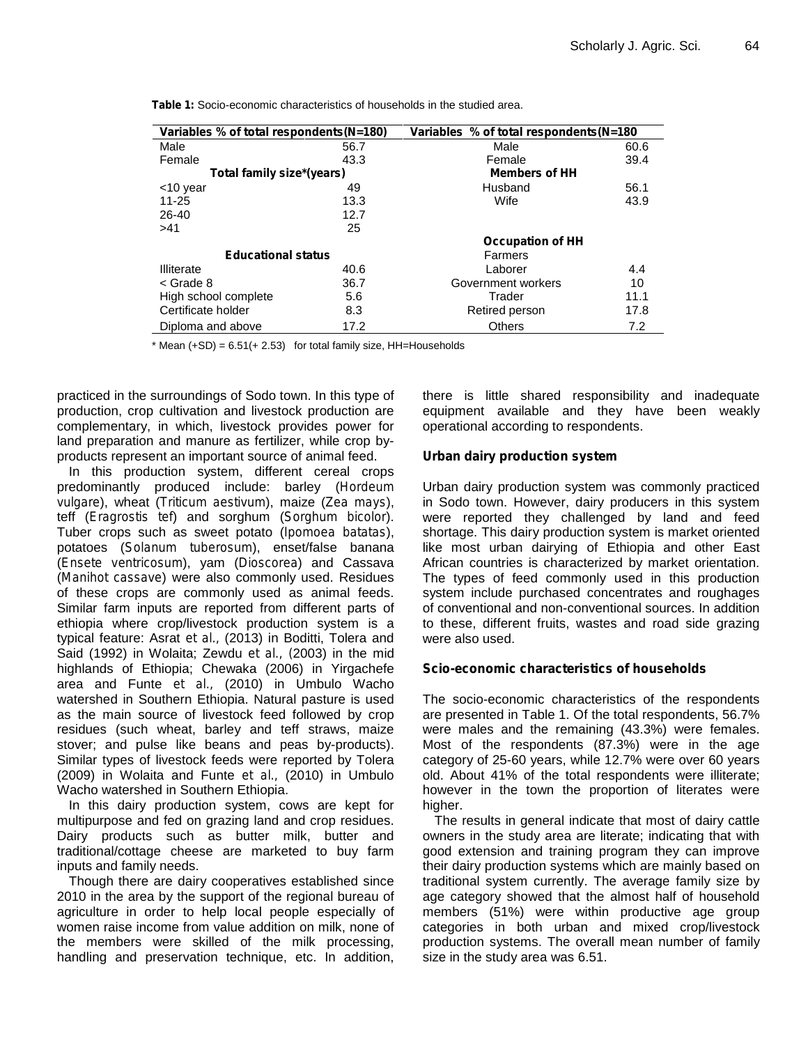**Table 1:** Socio-economic characteristics of households in the studied area.

| Variables % of total respondents (N=180) | | Variables % of total respondents (N=180 | |
|---|---|---|---|
| Male | 56.7 | Male | 60.6 |
| Female | 43.3 | Female | 39.4 |
| **Total family size*(years)** | | **Members of HH** | |
| <10 year | 49 | Husband | 56.1 |
| 11-25 | 13.3 | Wife | 43.9 |
| 26-40 | 12.7 | | |
| >41 | 25 | | |
| | | **Occupation of HH** | |
| **Educational status** | | Farmers | |
| Illiterate | 40.6 | Laborer | 4.4 |
| < Grade 8 | 36.7 | Government workers | 10 |
| High school complete | 5.6 | Trader | 11.1 |
| Certificate holder | 8.3 | Retired person | 17.8 |
| Diploma and above | 17.2 | Others | 7.2 |

\* Mean (+SD) = 6.51(+ 2.53) for total family size, HH=Households

practiced in the surroundings of Sodo town. In this type of production, crop cultivation and livestock production are complementary, in which, livestock provides power for land preparation and manure as fertilizer, while crop by-products represent an important source of animal feed.

In this production system, different cereal crops predominantly produced include: barley (*Hordeum vulgare*), wheat (*Triticum aestivum*), maize (*Zea mays*), teff (*Eragrostis tef*) and sorghum (*Sorghum bicolor*). Tuber crops such as sweet potato (*Ipomoea batatas*), potatoes (*Solanum tuberosum*), enset/false banana (*Ensete ventricosum*), yam (*Dioscorea*) and Cassava (*Manihot cassave*) were also commonly used. Residues of these crops are commonly used as animal feeds. Similar farm inputs are reported from different parts of ethiopia where crop/livestock production system is a typical feature: Asrat et al., (2013) in Boditti, Tolera and Said (1992) in Wolaita; Zewdu et al., (2003) in the mid highlands of Ethiopia; Chewaka (2006) in Yirgachefe area and Funte et al., (2010) in Umbulo Wacho watershed in Southern Ethiopia. Natural pasture is used as the main source of livestock feed followed by crop residues (such wheat, barley and teff straws, maize stover; and pulse like beans and peas by-products). Similar types of livestock feeds were reported by Tolera (2009) in Wolaita and Funte et al., (2010) in Umbulo Wacho watershed in Southern Ethiopia.

In this dairy production system, cows are kept for multipurpose and fed on grazing land and crop residues. Dairy products such as butter milk, butter and traditional/cottage cheese are marketed to buy farm inputs and family needs.

Though there are dairy cooperatives established since 2010 in the area by the support of the regional bureau of agriculture in order to help local people especially of women raise income from value addition on milk, none of the members were skilled of the milk processing, handling and preservation technique, etc. In addition, there is little shared responsibility and inadequate equipment available and they have been weakly operational according to respondents.

## Urban dairy production system

Urban dairy production system was commonly practiced in Sodo town. However, dairy producers in this system were reported they challenged by land and feed shortage. This dairy production system is market oriented like most urban dairying of Ethiopia and other East African countries is characterized by market orientation. The types of feed commonly used in this production system include purchased concentrates and roughages of conventional and non-conventional sources. In addition to these, different fruits, wastes and road side grazing were also used.

## Scio-economic characteristics of households

The socio-economic characteristics of the respondents are presented in Table 1. Of the total respondents, 56.7% were males and the remaining (43.3%) were females. Most of the respondents (87.3%) were in the age category of 25-60 years, while 12.7% were over 60 years old. About 41% of the total respondents were illiterate; however in the town the proportion of literates were higher.

The results in general indicate that most of dairy cattle owners in the study area are literate; indicating that with good extension and training program they can improve their dairy production systems which are mainly based on traditional system currently. The average family size by age category showed that the almost half of household members (51%) were within productive age group categories in both urban and mixed crop/livestock production systems. The overall mean number of family size in the study area was 6.51.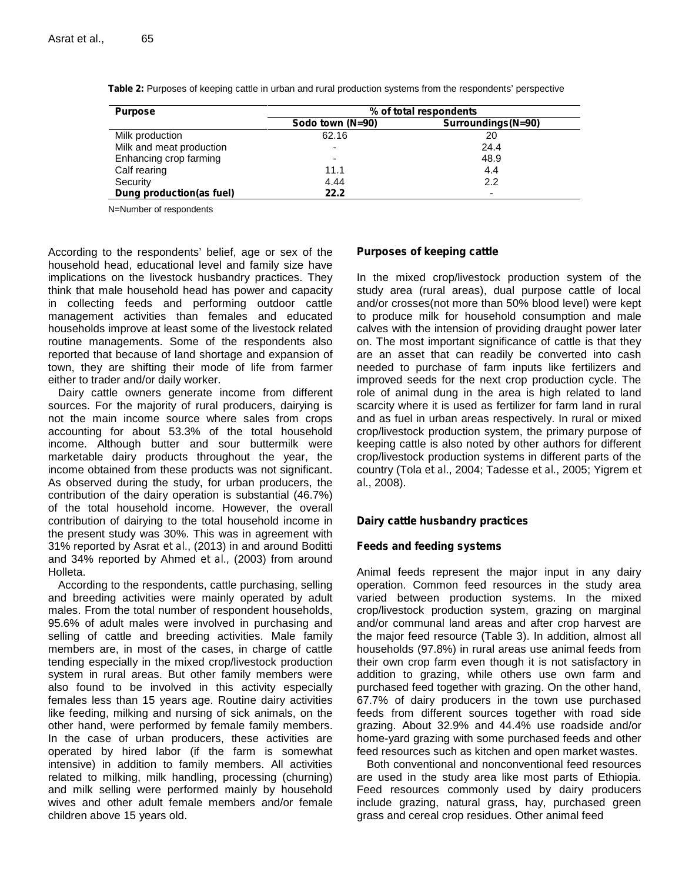**Table 2:** Purposes of keeping cattle in urban and rural production systems from the respondents' perspective

| Purpose | % of total respondents | |
|---|---|---|
| | Sodo town (N=90) | Surroundings(N=90) |
| Milk production | 62.16 | 20 |
| Milk and meat production | - | 24.4 |
| Enhancing crop farming | - | 48.9 |
| Calf rearing | 11.1 | 4.4 |
| Security | 4.44 | 2.2 |
| **Dung production(as fuel)** | **22.2** | - |

N=Number of respondents

According to the respondents' belief, age or sex of the household head, educational level and family size have implications on the livestock husbandry practices. They think that male household head has power and capacity in collecting feeds and performing outdoor cattle management activities than females and educated households improve at least some of the livestock related routine managements. Some of the respondents also reported that because of land shortage and expansion of town, they are shifting their mode of life from farmer either to trader and/or daily worker.

Dairy cattle owners generate income from different sources. For the majority of rural producers, dairying is not the main income source where sales from crops accounting for about 53.3% of the total household income. Although butter and sour buttermilk were marketable dairy products throughout the year, the income obtained from these products was not significant. As observed during the study, for urban producers, the contribution of the dairy operation is substantial (46.7%) of the total household income. However, the overall contribution of dairying to the total household income in the present study was 30%. This was in agreement with 31% reported by Asrat et al., (2013) in and around Boditti and 34% reported by Ahmed et al., (2003) from around Holleta.

According to the respondents, cattle purchasing, selling and breeding activities were mainly operated by adult males. From the total number of respondent households, 95.6% of adult males were involved in purchasing and selling of cattle and breeding activities. Male family members are, in most of the cases, in charge of cattle tending especially in the mixed crop/livestock production system in rural areas. But other family members were also found to be involved in this activity especially females less than 15 years age. Routine dairy activities like feeding, milking and nursing of sick animals, on the other hand, were performed by female family members. In the case of urban producers, these activities are operated by hired labor (if the farm is somewhat intensive) in addition to family members. All activities related to milking, milk handling, processing (churning) and milk selling were performed mainly by household wives and other adult female members and/or female children above 15 years old.

## Purposes of keeping cattle

In the mixed crop/livestock production system of the study area (rural areas), dual purpose cattle of local and/or crosses(not more than 50% blood level) were kept to produce milk for household consumption and male calves with the intension of providing draught power later on. The most important significance of cattle is that they are an asset that can readily be converted into cash needed to purchase of farm inputs like fertilizers and improved seeds for the next crop production cycle. The role of animal dung in the area is high related to land scarcity where it is used as fertilizer for farm land in rural and as fuel in urban areas respectively. In rural or mixed crop/livestock production system, the primary purpose of keeping cattle is also noted by other authors for different crop/livestock production systems in different parts of the country (Tola et al., 2004; Tadesse et al., 2005; Yigrem et al., 2008).

## Dairy cattle husbandry practices

### Feeds and feeding systems

Animal feeds represent the major input in any dairy operation. Common feed resources in the study area varied between production systems. In the mixed crop/livestock production system, grazing on marginal and/or communal land areas and after crop harvest are the major feed resource (Table 3). In addition, almost all households (97.8%) in rural areas use animal feeds from their own crop farm even though it is not satisfactory in addition to grazing, while others use own farm and purchased feed together with grazing. On the other hand, 67.7% of dairy producers in the town use purchased feeds from different sources together with road side grazing. About 32.9% and 44.4% use roadside and/or home-yard grazing with some purchased feeds and other feed resources such as kitchen and open market wastes.

Both conventional and nonconventional feed resources are used in the study area like most parts of Ethiopia. Feed resources commonly used by dairy producers include grazing, natural grass, hay, purchased green grass and cereal crop residues. Other animal feed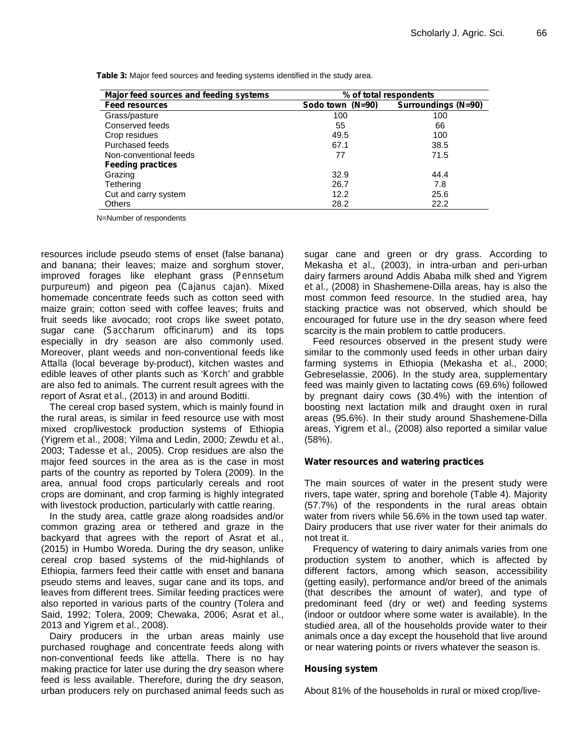**Table 3:** Major feed sources and feeding systems identified in the study area.

| Major feed sources and feeding systems | % of total respondents | |
|---|---|---|
| **Feed resources** | **Sodo town (N=90)** | **Surroundings (N=90)** |
| Grass/pasture | 100 | 100 |
| Conserved feeds | 55 | 66 |
| Crop residues | 49.5 | 100 |
| Purchased feeds | 67.1 | 38.5 |
| Non-conventional feeds | 77 | 71.5 |
| **Feeding practices** | | |
| Grazing | 32.9 | 44.4 |
| Tethering | 26.7 | 7.8 |
| Cut and carry system | 12.2 | 25.6 |
| Others | 28.2 | 22.2 |

N=Number of respondents

resources include pseudo stems of enset (false banana) and banana; their leaves; maize and sorghum stover, improved forages like elephant grass (*Pennsetum purpureum*) and pigeon pea (*Cajanus cajan*). Mixed homemade concentrate feeds such as cotton seed with maize grain; cotton seed with coffee leaves; fruits and fruit seeds like avocado; root crops like sweet potato, sugar cane (*Saccharum officinarum*) and its tops especially in dry season are also commonly used. Moreover, plant weeds and non-conventional feeds like *Attalla* (local beverage by-product), kitchen wastes and edible leaves of other plants such as '*Korch*' and grabble are also fed to animals. The current result agrees with the report of Asrat et al., (2013) in and around Boditti.

The cereal crop based system, which is mainly found in the rural areas, is similar in feed resource use with most mixed crop/livestock production systems of Ethiopia (Yigrem et al., 2008; Yilma and Ledin, 2000; Zewdu et al., 2003; Tadesse et al., 2005). Crop residues are also the major feed sources in the area as is the case in most parts of the country as reported by Tolera (2009). In the area, annual food crops particularly cereals and root crops are dominant, and crop farming is highly integrated with livestock production, particularly with cattle rearing.

In the study area, cattle graze along roadsides and/or common grazing area or tethered and graze in the backyard that agrees with the report of Asrat et al., (2015) in Humbo Woreda. During the dry season, unlike cereal crop based systems of the mid-highlands of Ethiopia, farmers feed their cattle with enset and banana pseudo stems and leaves, sugar cane and its tops, and leaves from different trees. Similar feeding practices were also reported in various parts of the country (Tolera and Said, 1992; Tolera, 2009; Chewaka, 2006; Asrat et al., 2013 and Yigrem et al., 2008).

Dairy producers in the urban areas mainly use purchased roughage and concentrate feeds along with non-conventional feeds like *attella*. There is no hay making practice for later use during the dry season where feed is less available. Therefore, during the dry season, urban producers rely on purchased animal feeds such as sugar cane and green or dry grass. According to Mekasha et al., (2003), in intra-urban and peri-urban dairy farmers around Addis Ababa milk shed and Yigrem et al., (2008) in Shashemene-Dilla areas, hay is also the most common feed resource. In the studied area, hay stacking practice was not observed, which should be encouraged for future use in the dry season where feed scarcity is the main problem to cattle producers.

Feed resources observed in the present study were similar to the commonly used feeds in other urban dairy farming systems in Ethiopia (Mekasha et al., 2000; Gebreselassie, 2006). In the study area, supplementary feed was mainly given to lactating cows (69.6%) followed by pregnant dairy cows (30.4%) with the intention of boosting next lactation milk and draught oxen in rural areas (95.6%). In their study around Shashemene-Dilla areas, Yigrem et al., (2008) also reported a similar value (58%).

## Water resources and watering practices

The main sources of water in the present study were rivers, tape water, spring and borehole (Table 4). Majority (57.7%) of the respondents in the rural areas obtain water from rivers while 56.6% in the town used tap water. Dairy producers that use river water for their animals do not treat it.

Frequency of watering to dairy animals varies from one production system to another, which is affected by different factors, among which season, accessibility (getting easily), performance and/or breed of the animals (that describes the amount of water), and type of predominant feed (dry or wet) and feeding systems (indoor or outdoor where some water is available). In the studied area, all of the households provide water to their animals once a day except the household that live around or near watering points or rivers whatever the season is.

## Housing system

About 81% of the households in rural or mixed crop/live-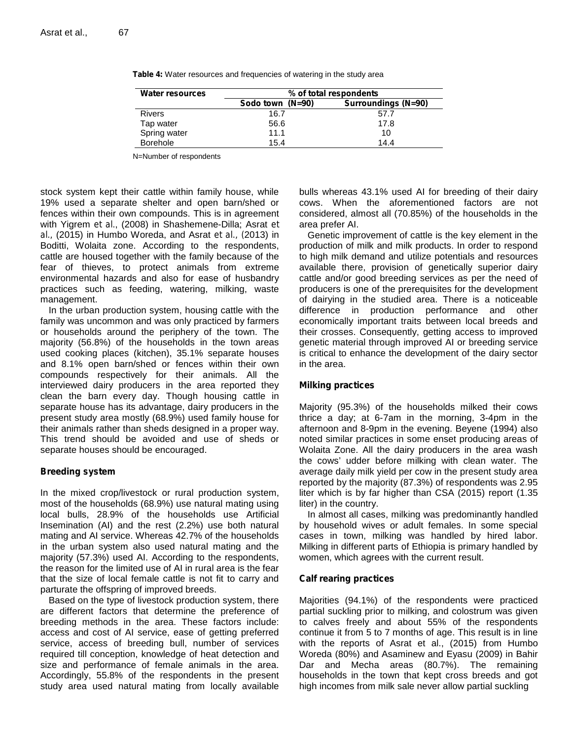**Table 4:** Water resources and frequencies of watering in the study area

| Water resources | % of total respondents | |
|---|---|---|
| | Sodo town (N=90) | Surroundings (N=90) |
| Rivers | 16.7 | 57.7 |
| Tap water | 56.6 | 17.8 |
| Spring water | 11.1 | 10 |
| Borehole | 15.4 | 14.4 |

N=Number of respondents

stock system kept their cattle within family house, while 19% used a separate shelter and open barn/shed or fences within their own compounds. This is in agreement with Yigrem et al., (2008) in Shashemene-Dilla; Asrat et al., (2015) in Humbo Woreda, and Asrat et al., (2013) in Boditti, Wolaita zone. According to the respondents, cattle are housed together with the family because of the fear of thieves, to protect animals from extreme environmental hazards and also for ease of husbandry practices such as feeding, watering, milking, waste management.

In the urban production system, housing cattle with the family was uncommon and was only practiced by farmers or households around the periphery of the town. The majority (56.8%) of the households in the town areas used cooking places (kitchen), 35.1% separate houses and 8.1% open barn/shed or fences within their own compounds respectively for their animals. All the interviewed dairy producers in the area reported they clean the barn every day. Though housing cattle in separate house has its advantage, dairy producers in the present study area mostly (68.9%) used family house for their animals rather than sheds designed in a proper way. This trend should be avoided and use of sheds or separate houses should be encouraged.

## Breeding system

In the mixed crop/livestock or rural production system, most of the households (68.9%) use natural mating using local bulls, 28.9% of the households use Artificial Insemination (AI) and the rest (2.2%) use both natural mating and AI service. Whereas 42.7% of the households in the urban system also used natural mating and the majority (57.3%) used AI. According to the respondents, the reason for the limited use of AI in rural area is the fear that the size of local female cattle is not fit to carry and parturate the offspring of improved breeds.

Based on the type of livestock production system, there are different factors that determine the preference of breeding methods in the area. These factors include: access and cost of AI service, ease of getting preferred service, access of breeding bull, number of services required till conception, knowledge of heat detection and size and performance of female animals in the area. Accordingly, 55.8% of the respondents in the present study area used natural mating from locally available bulls whereas 43.1% used AI for breeding of their dairy cows. When the aforementioned factors are not considered, almost all (70.85%) of the households in the area prefer AI.

Genetic improvement of cattle is the key element in the production of milk and milk products. In order to respond to high milk demand and utilize potentials and resources available there, provision of genetically superior dairy cattle and/or good breeding services as per the need of producers is one of the prerequisites for the development of dairying in the studied area. There is a noticeable difference in production performance and other economically important traits between local breeds and their crosses. Consequently, getting access to improved genetic material through improved AI or breeding service is critical to enhance the development of the dairy sector in the area.

## Milking practices

Majority (95.3%) of the households milked their cows thrice a day; at 6-7am in the morning, 3-4pm in the afternoon and 8-9pm in the evening. Beyene (1994) also noted similar practices in some enset producing areas of Wolaita Zone. All the dairy producers in the area wash the cows' udder before milking with clean water. The average daily milk yield per cow in the present study area reported by the majority (87.3%) of respondents was 2.95 liter which is by far higher than CSA (2015) report (1.35 liter) in the country.

In almost all cases, milking was predominantly handled by household wives or adult females. In some special cases in town, milking was handled by hired labor. Milking in different parts of Ethiopia is primary handled by women, which agrees with the current result.

## Calf rearing practices

Majorities (94.1%) of the respondents were practiced partial suckling prior to milking, and colostrum was given to calves freely and about 55% of the respondents continue it from 5 to 7 months of age. This result is in line with the reports of Asrat et al., (2015) from Humbo Woreda (80%) and Asaminew and Eyasu (2009) in Bahir Dar and Mecha areas (80.7%). The remaining households in the town that kept cross breeds and got high incomes from milk sale never allow partial suckling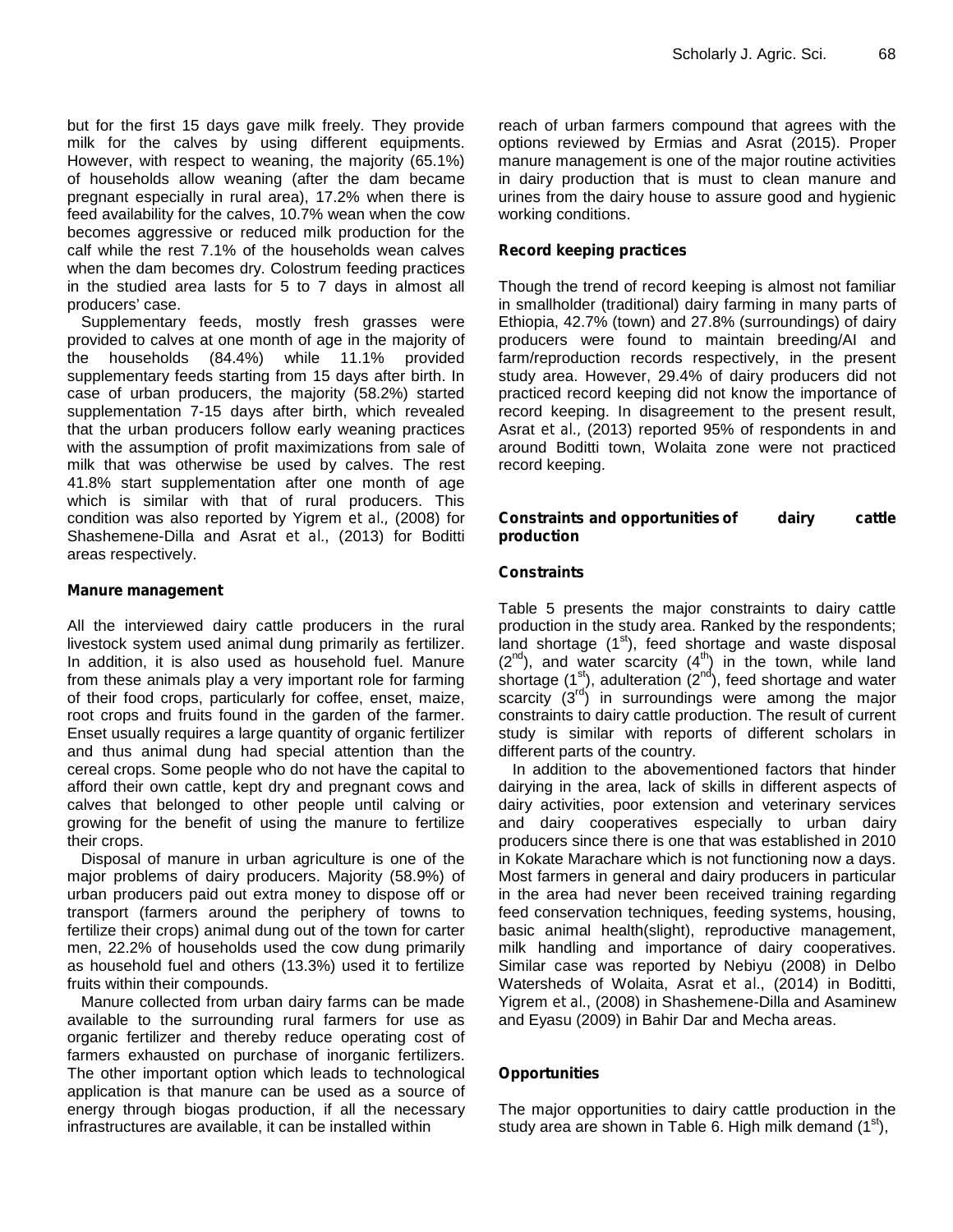but for the first 15 days gave milk freely. They provide milk for the calves by using different equipments. However, with respect to weaning, the majority (65.1%) of households allow weaning (after the dam became pregnant especially in rural area), 17.2% when there is feed availability for the calves, 10.7% wean when the cow becomes aggressive or reduced milk production for the calf while the rest 7.1% of the households wean calves when the dam becomes dry. Colostrum feeding practices in the studied area lasts for 5 to 7 days in almost all producers' case.

Supplementary feeds, mostly fresh grasses were provided to calves at one month of age in the majority of the households (84.4%) while 11.1% provided supplementary feeds starting from 15 days after birth. In case of urban producers, the majority (58.2%) started supplementation 7-15 days after birth, which revealed that the urban producers follow early weaning practices with the assumption of profit maximizations from sale of milk that was otherwise be used by calves. The rest 41.8% start supplementation after one month of age which is similar with that of rural producers. This condition was also reported by Yigrem *et al.,* (2008) for Shashemene-Dilla and Asrat *et al.*, (2013) for Boditti areas respectively.

### Manure management

All the interviewed dairy cattle producers in the rural livestock system used animal dung primarily as fertilizer. In addition, it is also used as household fuel. Manure from these animals play a very important role for farming of their food crops, particularly for coffee, enset, maize, root crops and fruits found in the garden of the farmer. Enset usually requires a large quantity of organic fertilizer and thus animal dung had special attention than the cereal crops. Some people who do not have the capital to afford their own cattle, kept dry and pregnant cows and calves that belonged to other people until calving or growing for the benefit of using the manure to fertilize their crops.

Disposal of manure in urban agriculture is one of the major problems of dairy producers. Majority (58.9%) of urban producers paid out extra money to dispose off or transport (farmers around the periphery of towns to fertilize their crops) animal dung out of the town for carter men, 22.2% of households used the cow dung primarily as household fuel and others (13.3%) used it to fertilize fruits within their compounds.

Manure collected from urban dairy farms can be made available to the surrounding rural farmers for use as organic fertilizer and thereby reduce operating cost of farmers exhausted on purchase of inorganic fertilizers. The other important option which leads to technological application is that manure can be used as a source of energy through biogas production, if all the necessary infrastructures are available, it can be installed within reach of urban farmers compound that agrees with the options reviewed by Ermias and Asrat (2015). Proper manure management is one of the major routine activities in dairy production that is must to clean manure and urines from the dairy house to assure good and hygienic working conditions.

### Record keeping practices

Though the trend of record keeping is almost not familiar in smallholder (traditional) dairy farming in many parts of Ethiopia, 42.7% (town) and 27.8% (surroundings) of dairy producers were found to maintain breeding/AI and farm/reproduction records respectively, in the present study area. However, 29.4% of dairy producers did not practiced record keeping did not know the importance of record keeping. In disagreement to the present result, Asrat *et al.,* (2013) reported 95% of respondents in and around Boditti town, Wolaita zone were not practiced record keeping.

## Constraints and opportunities of dairy cattle production

### Constraints

Table 5 presents the major constraints to dairy cattle production in the study area. Ranked by the respondents; land shortage (1st), feed shortage and waste disposal (2nd), and water scarcity (4th) in the town, while land shortage (1st), adulteration (2nd), feed shortage and water scarcity (3rd) in surroundings were among the major constraints to dairy cattle production. The result of current study is similar with reports of different scholars in different parts of the country.

In addition to the abovementioned factors that hinder dairying in the area, lack of skills in different aspects of dairy activities, poor extension and veterinary services and dairy cooperatives especially to urban dairy producers since there is one that was established in 2010 in Kokate Marachare which is not functioning now a days. Most farmers in general and dairy producers in particular in the area had never been received training regarding feed conservation techniques, feeding systems, housing, basic animal health(slight), reproductive management, milk handling and importance of dairy cooperatives. Similar case was reported by Nebiyu (2008) in Delbo Watersheds of Wolaita, Asrat *et al.*, (2014) in Boditti, Yigrem *et al.*, (2008) in Shashemene-Dilla and Asaminew and Eyasu (2009) in Bahir Dar and Mecha areas.

### Opportunities

The major opportunities to dairy cattle production in the study area are shown in Table 6. High milk demand (1st),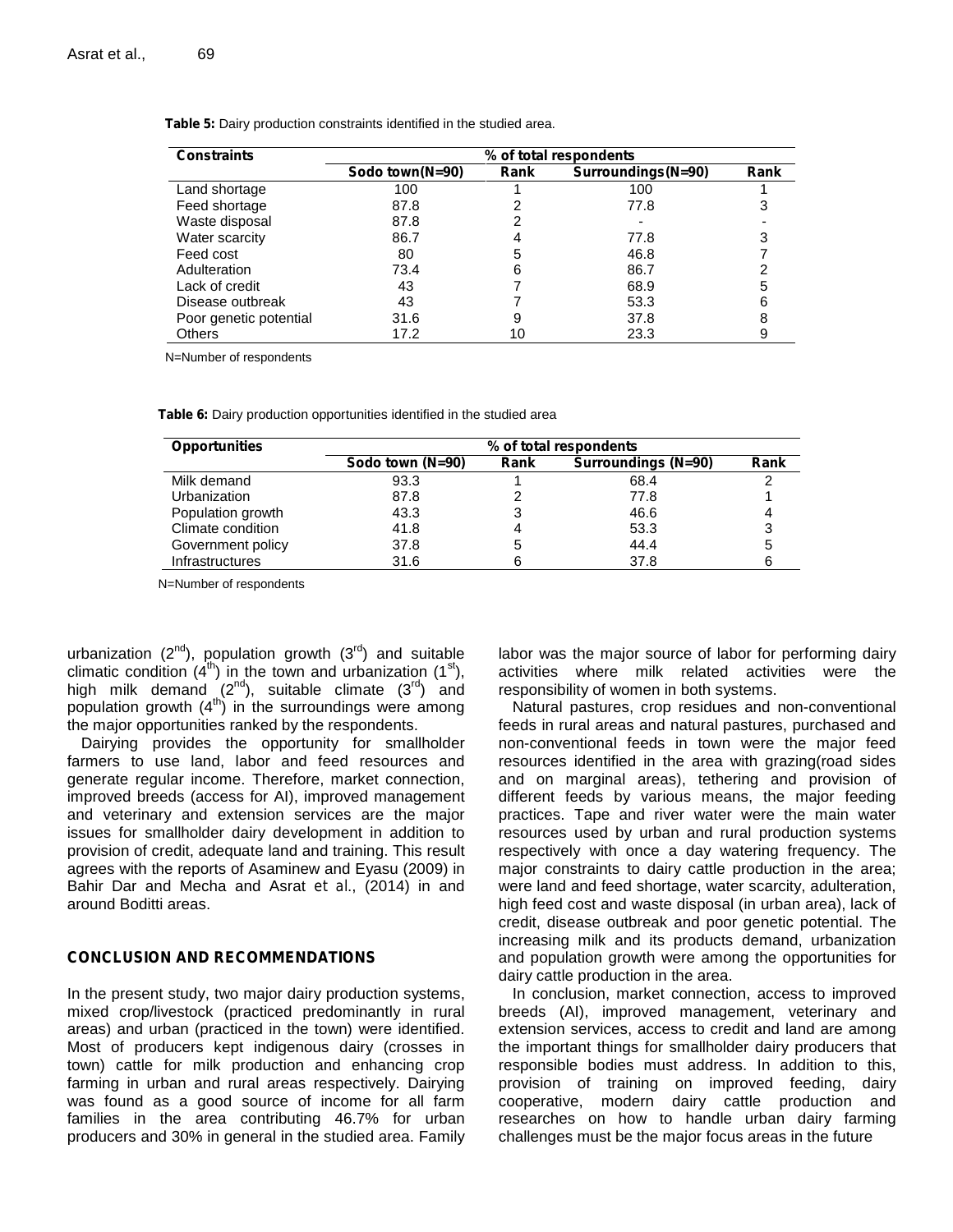**Table 5:** Dairy production constraints identified in the studied area.

| Constraints | % of total respondents | | | |
|---|---|---|---|---|
| | Sodo town(N=90) | Rank | Surroundings(N=90) | Rank |
| Land shortage | 100 | 1 | 100 | 1 |
| Feed shortage | 87.8 | 2 | 77.8 | 3 |
| Waste disposal | 87.8 | 2 | - | - |
| Water scarcity | 86.7 | 4 | 77.8 | 3 |
| Feed cost | 80 | 5 | 46.8 | 7 |
| Adulteration | 73.4 | 6 | 86.7 | 2 |
| Lack of credit | 43 | 7 | 68.9 | 5 |
| Disease outbreak | 43 | 7 | 53.3 | 6 |
| Poor genetic potential | 31.6 | 9 | 37.8 | 8 |
| Others | 17.2 | 10 | 23.3 | 9 |

N=Number of respondents

**Table 6:** Dairy production opportunities identified in the studied area

| Opportunities | % of total respondents | | | |
|---|---|---|---|---|
| | Sodo town (N=90) | Rank | Surroundings (N=90) | Rank |
| Milk demand | 93.3 | 1 | 68.4 | 2 |
| Urbanization | 87.8 | 2 | 77.8 | 1 |
| Population growth | 43.3 | 3 | 46.6 | 4 |
| Climate condition | 41.8 | 4 | 53.3 | 3 |
| Government policy | 37.8 | 5 | 44.4 | 5 |
| Infrastructures | 31.6 | 6 | 37.8 | 6 |

N=Number of respondents

urbanization (2nd), population growth (3rd) and suitable climatic condition (4th) in the town and urbanization (1st), high milk demand (2nd), suitable climate (3rd) and population growth (4th) in the surroundings were among the major opportunities ranked by the respondents.

Dairying provides the opportunity for smallholder farmers to use land, labor and feed resources and generate regular income. Therefore, market connection, improved breeds (access for AI), improved management and veterinary and extension services are the major issues for smallholder dairy development in addition to provision of credit, adequate land and training. This result agrees with the reports of Asaminew and Eyasu (2009) in Bahir Dar and Mecha and Asrat *et al*., (2014) in and around Boditti areas.

## CONCLUSION AND RECOMMENDATIONS

In the present study, two major dairy production systems, mixed crop/livestock (practiced predominantly in rural areas) and urban (practiced in the town) were identified. Most of producers kept indigenous dairy (crosses in town) cattle for milk production and enhancing crop farming in urban and rural areas respectively. Dairying was found as a good source of income for all farm families in the area contributing 46.7% for urban producers and 30% in general in the studied area. Family labor was the major source of labor for performing dairy activities where milk related activities were the responsibility of women in both systems.

Natural pastures, crop residues and non-conventional feeds in rural areas and natural pastures, purchased and non-conventional feeds in town were the major feed resources identified in the area with grazing(road sides and on marginal areas), tethering and provision of different feeds by various means, the major feeding practices. Tape and river water were the main water resources used by urban and rural production systems respectively with once a day watering frequency. The major constraints to dairy cattle production in the area; were land and feed shortage, water scarcity, adulteration, high feed cost and waste disposal (in urban area), lack of credit, disease outbreak and poor genetic potential. The increasing milk and its products demand, urbanization and population growth were among the opportunities for dairy cattle production in the area.

In conclusion, market connection, access to improved breeds (AI), improved management, veterinary and extension services, access to credit and land are among the important things for smallholder dairy producers that responsible bodies must address. In addition to this, provision of training on improved feeding, dairy cooperative, modern dairy cattle production and researches on how to handle urban dairy farming challenges must be the major focus areas in the future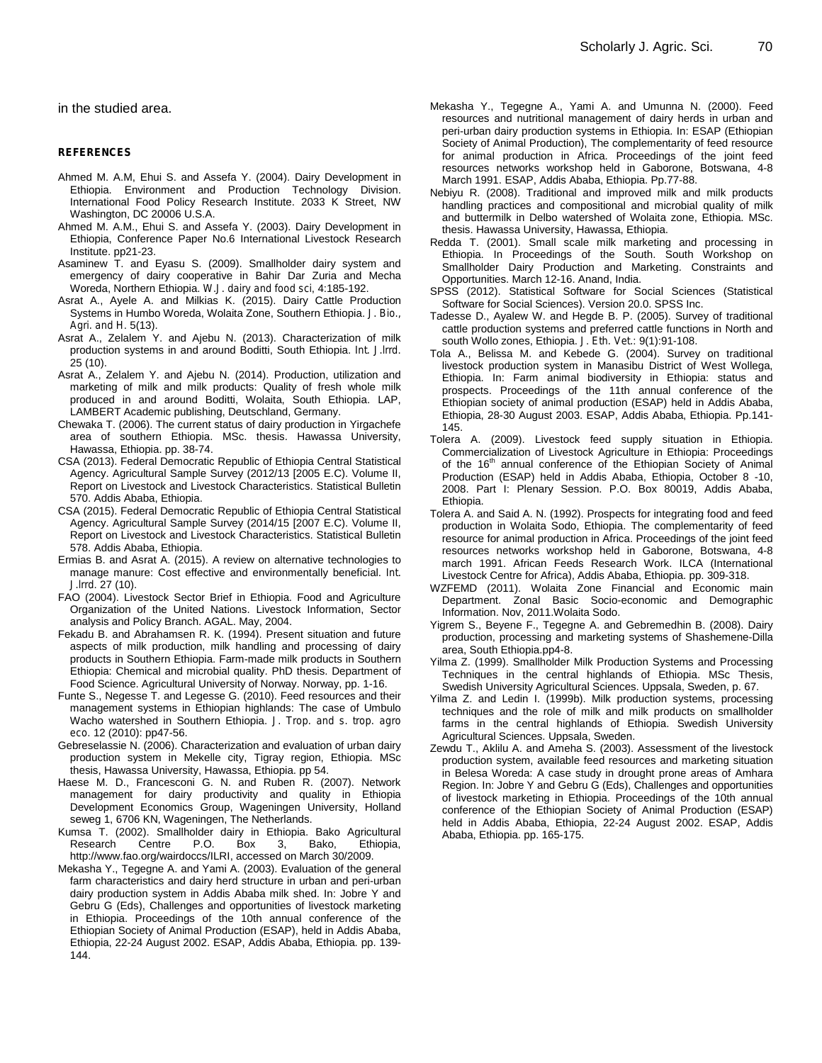in the studied area.

## REFERENCES

Ahmed M. A.M, Ehui S. and Assefa Y. (2004). Dairy Development in Ethiopia. Environment and Production Technology Division. International Food Policy Research Institute. 2033 K Street, NW Washington, DC 20006 U.S.A.

Ahmed M. A.M., Ehui S. and Assefa Y. (2003). Dairy Development in Ethiopia, Conference Paper No.6 International Livestock Research Institute. pp21-23.

Asaminew T. and Eyasu S. (2009). Smallholder dairy system and emergency of dairy cooperative in Bahir Dar Zuria and Mecha Woreda, Northern Ethiopia. *W.J. dairy and food sci*, 4:185-192.

Asrat A., Ayele A. and Milkias K. (2015). Dairy Cattle Production Systems in Humbo Woreda, Wolaita Zone, Southern Ethiopia. *J. Bio., Agri. and H.* 5(13).

Asrat A., Zelalem Y. and Ajebu N. (2013). Characterization of milk production systems in and around Boditti, South Ethiopia. *Int. J.lrrd.* 25 (10).

Asrat A., Zelalem Y. and Ajebu N. (2014). Production, utilization and marketing of milk and milk products: Quality of fresh whole milk produced in and around Boditti, Wolaita, South Ethiopia. LAP, LAMBERT Academic publishing, Deutschland, Germany.

Chewaka T. (2006). The current status of dairy production in Yirgachefe area of southern Ethiopia. MSc. thesis. Hawassa University, Hawassa, Ethiopia. pp. 38-74.

CSA (2013). Federal Democratic Republic of Ethiopia Central Statistical Agency. Agricultural Sample Survey (2012/13 [2005 E.C). Volume II, Report on Livestock and Livestock Characteristics. Statistical Bulletin 570. Addis Ababa, Ethiopia.

CSA (2015). Federal Democratic Republic of Ethiopia Central Statistical Agency. Agricultural Sample Survey (2014/15 [2007 E.C). Volume II, Report on Livestock and Livestock Characteristics. Statistical Bulletin 578. Addis Ababa, Ethiopia.

Ermias B. and Asrat A. (2015). A review on alternative technologies to manage manure: Cost effective and environmentally beneficial. *Int. J.lrrd.* 27 (10).

FAO (2004). Livestock Sector Brief in Ethiopia. Food and Agriculture Organization of the United Nations. Livestock Information, Sector analysis and Policy Branch. AGAL. May, 2004.

Fekadu B. and Abrahamsen R. K. (1994). Present situation and future aspects of milk production, milk handling and processing of dairy products in Southern Ethiopia. Farm-made milk products in Southern Ethiopia: Chemical and microbial quality. PhD thesis. Department of Food Science. Agricultural University of Norway. Norway, pp. 1-16.

Funte S., Negesse T. and Legesse G. (2010). Feed resources and their management systems in Ethiopian highlands: The case of Umbulo Wacho watershed in Southern Ethiopia. *J. Trop. and s. trop. agro eco.* 12 (2010): pp47-56.

Gebreselassie N. (2006). Characterization and evaluation of urban dairy production system in Mekelle city, Tigray region, Ethiopia. MSc thesis, Hawassa University, Hawassa, Ethiopia. pp 54.

Haese M. D., Francesconi G. N. and Ruben R. (2007). Network management for dairy productivity and quality in Ethiopia Development Economics Group, Wageningen University, Holland seweg 1, 6706 KN, Wageningen, The Netherlands.

Kumsa T. (2002). Smallholder dairy in Ethiopia. Bako Agricultural Research Centre P.O. Box 3, Bako, Ethiopia, http://www.fao.org/wairdoccs/ILRI, accessed on March 30/2009.

Mekasha Y., Tegegne A. and Yami A. (2003). Evaluation of the general farm characteristics and dairy herd structure in urban and peri-urban dairy production system in Addis Ababa milk shed. In: Jobre Y and Gebru G (Eds), Challenges and opportunities of livestock marketing in Ethiopia. Proceedings of the 10th annual conference of the Ethiopian Society of Animal Production (ESAP), held in Addis Ababa, Ethiopia, 22-24 August 2002. ESAP, Addis Ababa, Ethiopia. pp. 139-144.

Mekasha Y., Tegegne A., Yami A. and Umunna N. (2000). Feed resources and nutritional management of dairy herds in urban and peri-urban dairy production systems in Ethiopia. In: ESAP (Ethiopian Society of Animal Production), The complementarity of feed resource for animal production in Africa. Proceedings of the joint feed resources networks workshop held in Gaborone, Botswana, 4-8 March 1991. ESAP, Addis Ababa, Ethiopia. Pp.77-88.

Nebiyu R. (2008). Traditional and improved milk and milk products handling practices and compositional and microbial quality of milk and buttermilk in Delbo watershed of Wolaita zone, Ethiopia. MSc. thesis. Hawassa University, Hawassa, Ethiopia.

Redda T. (2001). Small scale milk marketing and processing in Ethiopia. In Proceedings of the South. South Workshop on Smallholder Dairy Production and Marketing. Constraints and Opportunities. March 12-16. Anand, India.

SPSS (2012). Statistical Software for Social Sciences (Statistical Software for Social Sciences). Version 20.0. SPSS Inc.

Tadesse D., Ayalew W. and Hegde B. P. (2005). Survey of traditional cattle production systems and preferred cattle functions in North and south Wollo zones, Ethiopia. *J. Eth. Vet.*: 9(1):91-108.

Tola A., Belissa M. and Kebede G. (2004). Survey on traditional livestock production system in Manasibu District of West Wollega, Ethiopia. In: Farm animal biodiversity in Ethiopia: status and prospects. Proceedings of the 11th annual conference of the Ethiopian society of animal production (ESAP) held in Addis Ababa, Ethiopia, 28-30 August 2003. ESAP, Addis Ababa, Ethiopia. Pp.141-145.

Tolera A. (2009). Livestock feed supply situation in Ethiopia. Commercialization of Livestock Agriculture in Ethiopia: Proceedings of the 16th annual conference of the Ethiopian Society of Animal Production (ESAP) held in Addis Ababa, Ethiopia, October 8 -10, 2008. Part I: Plenary Session. P.O. Box 80019, Addis Ababa, Ethiopia.

Tolera A. and Said A. N. (1992). Prospects for integrating food and feed production in Wolaita Sodo, Ethiopia. The complementarity of feed resource for animal production in Africa. Proceedings of the joint feed resources networks workshop held in Gaborone, Botswana, 4-8 march 1991. African Feeds Research Work. ILCA (International Livestock Centre for Africa), Addis Ababa, Ethiopia. pp. 309-318.

WZFEMD (2011). Wolaita Zone Financial and Economic main Department. Zonal Basic Socio-economic and Demographic Information. Nov, 2011.Wolaita Sodo.

Yigrem S., Beyene F., Tegegne A. and Gebremedhin B. (2008). Dairy production, processing and marketing systems of Shashemene-Dilla area, South Ethiopia.pp4-8.

Yilma Z. (1999). Smallholder Milk Production Systems and Processing Techniques in the central highlands of Ethiopia. MSc Thesis, Swedish University Agricultural Sciences. Uppsala, Sweden, p. 67.

Yilma Z. and Ledin I. (1999b). Milk production systems, processing techniques and the role of milk and milk products on smallholder farms in the central highlands of Ethiopia. Swedish University Agricultural Sciences. Uppsala, Sweden.

Zewdu T., Aklilu A. and Ameha S. (2003). Assessment of the livestock production system, available feed resources and marketing situation in Belesa Woreda: A case study in drought prone areas of Amhara Region. In: Jobre Y and Gebru G (Eds), Challenges and opportunities of livestock marketing in Ethiopia. Proceedings of the 10th annual conference of the Ethiopian Society of Animal Production (ESAP) held in Addis Ababa, Ethiopia, 22-24 August 2002. ESAP, Addis Ababa, Ethiopia. pp. 165-175.